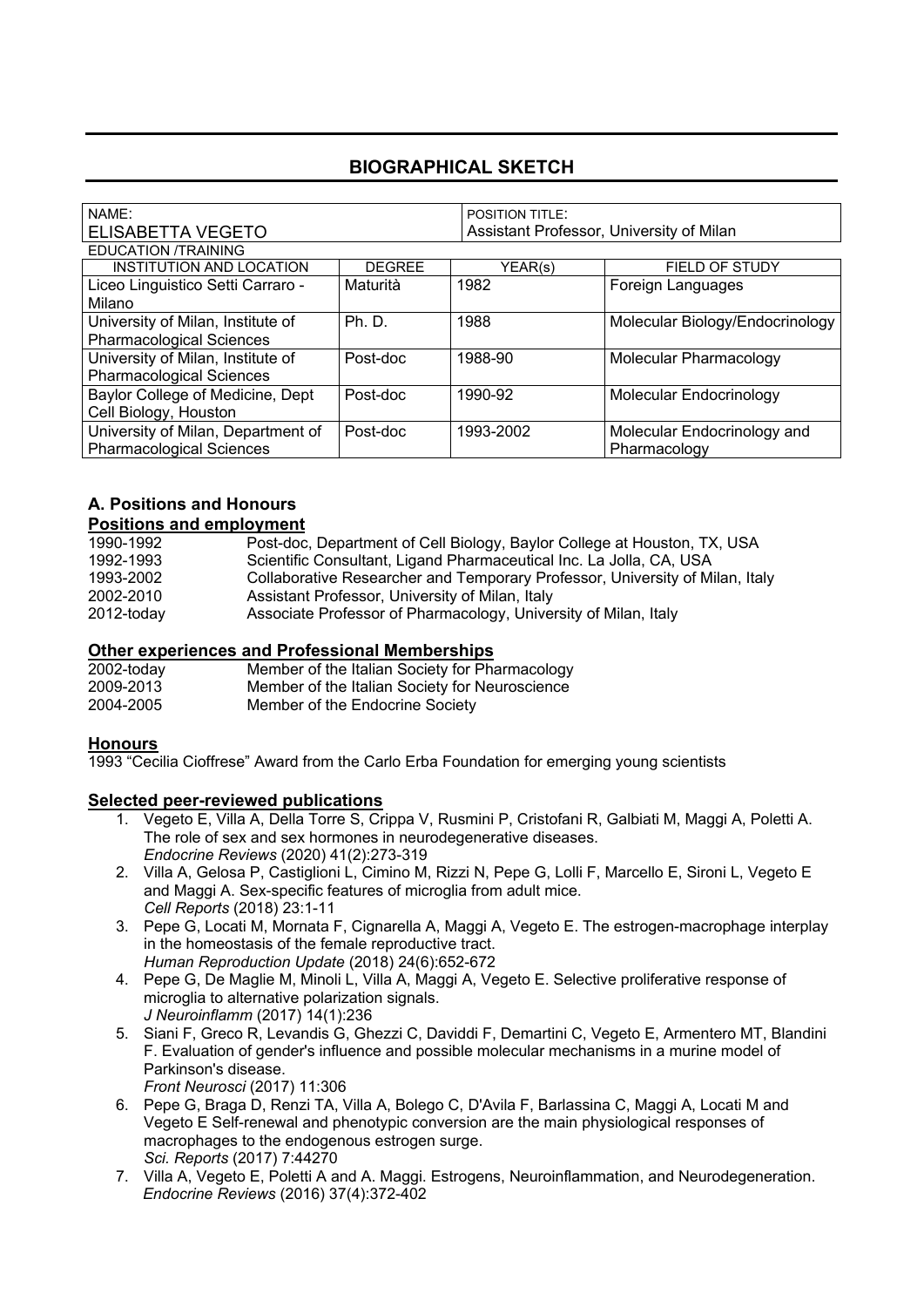## BIOGRAPHICAL SKETCH

| NAME: ELISABETTA VEGETO | | POSITION TITLE: Assistant Professor, University of Milan | |
|---|---|---|---|
| EDUCATION /TRAINING | | | |
| INSTITUTION AND LOCATION | DEGREE | YEAR(s) | FIELD OF STUDY |
| Liceo Linguistico Setti Carraro - Milano | Maturità | 1982 | Foreign Languages |
| University of Milan, Institute of Pharmacological Sciences | Ph. D. | 1988 | Molecular Biology/Endocrinology |
| University of Milan, Institute of Pharmacological Sciences | Post-doc | 1988-90 | Molecular Pharmacology |
| Baylor College of Medicine, Dept Cell Biology, Houston | Post-doc | 1990-92 | Molecular Endocrinology |
| University of Milan, Department of Pharmacological Sciences | Post-doc | 1993-2002 | Molecular Endocrinology and Pharmacology |

### A. Positions and Honours

**Positions and employment**

| | |
|---|---|
| 1990-1992 | Post-doc, Department of Cell Biology, Baylor College at Houston, TX, USA |
| 1992-1993 | Scientific Consultant, Ligand Pharmaceutical Inc. La Jolla, CA, USA |
| 1993-2002 | Collaborative Researcher and Temporary Professor, University of Milan, Italy |
| 2002-2010 | Assistant Professor, University of Milan, Italy |
| 2012-today | Associate Professor of Pharmacology, University of Milan, Italy |

**Other experiences and Professional Memberships**

| | |
|---|---|
| 2002-today | Member of the Italian Society for Pharmacology |
| 2009-2013 | Member of the Italian Society for Neuroscience |
| 2004-2005 | Member of the Endocrine Society |

**Honours**

1993 "Cecilia Cioffrese" Award from the Carlo Erba Foundation for emerging young scientists

**Selected peer-reviewed publications**

1. Vegeto E, Villa A, Della Torre S, Crippa V, Rusmini P, Cristofani R, Galbiati M, Maggi A, Poletti A. The role of sex and sex hormones in neurodegenerative diseases. *Endocrine Reviews* (2020) 41(2):273-319
2. Villa A, Gelosa P, Castiglioni L, Cimino M, Rizzi N, Pepe G, Lolli F, Marcello E, Sironi L, Vegeto E and Maggi A. Sex-specific features of microglia from adult mice. *Cell Reports* (2018) 23:1-11
3. Pepe G, Locati M, Mornata F, Cignarella A, Maggi A, Vegeto E. The estrogen-macrophage interplay in the homeostasis of the female reproductive tract. *Human Reproduction Update* (2018) 24(6):652-672
4. Pepe G, De Maglie M, Minoli L, Villa A, Maggi A, Vegeto E. Selective proliferative response of microglia to alternative polarization signals. *J Neuroinflamm* (2017) 14(1):236
5. Siani F, Greco R, Levandis G, Ghezzi C, Daviddi F, Demartini C, Vegeto E, Armentero MT, Blandini F. Evaluation of gender's influence and possible molecular mechanisms in a murine model of Parkinson's disease. *Front Neurosci* (2017) 11:306
6. Pepe G, Braga D, Renzi TA, Villa A, Bolego C, D'Avila F, Barlassina C, Maggi A, Locati M and Vegeto E Self-renewal and phenotypic conversion are the main physiological responses of macrophages to the endogenous estrogen surge. *Sci. Reports* (2017) 7:44270
7. Villa A, Vegeto E, Poletti A and A. Maggi. Estrogens, Neuroinflammation, and Neurodegeneration. *Endocrine Reviews* (2016) 37(4):372-402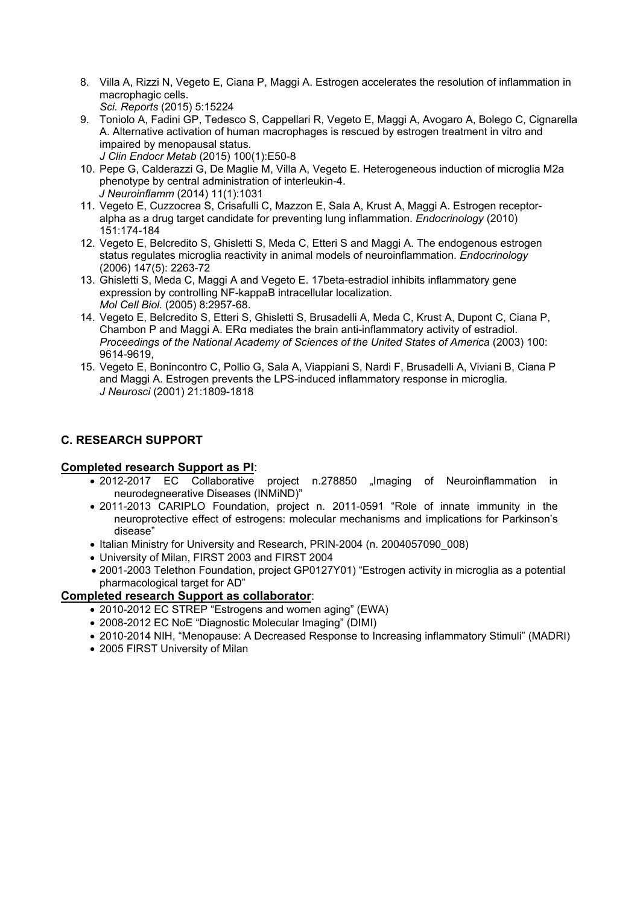8. Villa A, Rizzi N, Vegeto E, Ciana P, Maggi A. Estrogen accelerates the resolution of inflammation in macrophagic cells.
   *Sci. Reports* (2015) 5:15224
9. Toniolo A, Fadini GP, Tedesco S, Cappellari R, Vegeto E, Maggi A, Avogaro A, Bolego C, Cignarella A. Alternative activation of human macrophages is rescued by estrogen treatment in vitro and impaired by menopausal status.
   *J Clin Endocr Metab* (2015) 100(1):E50-8
10. Pepe G, Calderazzi G, De Maglie M, Villa A, Vegeto E. Heterogeneous induction of microglia M2a phenotype by central administration of interleukin-4.
    *J Neuroinflamm* (2014) 11(1):1031
11. Vegeto E, Cuzzocrea S, Crisafulli C, Mazzon E, Sala A, Krust A, Maggi A. Estrogen receptor-alpha as a drug target candidate for preventing lung inflammation. *Endocrinology* (2010) 151:174-184
12. Vegeto E, Belcredito S, Ghisletti S, Meda C, Etteri S and Maggi A. The endogenous estrogen status regulates microglia reactivity in animal models of neuroinflammation. *Endocrinology* (2006) 147(5): 2263-72
13. Ghisletti S, Meda C, Maggi A and Vegeto E. 17beta-estradiol inhibits inflammatory gene expression by controlling NF-kappaB intracellular localization.
    *Mol Cell Biol.* (2005) 8:2957-68.
14. Vegeto E, Belcredito S, Etteri S, Ghisletti S, Brusadelli A, Meda C, Krust A, Dupont C, Ciana P, Chambon P and Maggi A. ERα mediates the brain anti-inflammatory activity of estradiol. *Proceedings of the National Academy of Sciences of the United States of America* (2003) 100: 9614-9619,
15. Vegeto E, Bonincontro C, Pollio G, Sala A, Viappiani S, Nardi F, Brusadelli A, Viviani B, Ciana P and Maggi A. Estrogen prevents the LPS-induced inflammatory response in microglia.
    *J Neurosci* (2001) 21:1809-1818

## C. RESEARCH SUPPORT

**Completed research Support as PI**:

- 2012-2017 EC Collaborative project n.278850 „Imaging of Neuroinflammation in neurodegneerative Diseases (INMiND)"
- 2011-2013 CARIPLO Foundation, project n. 2011-0591 "Role of innate immunity in the neuroprotective effect of estrogens: molecular mechanisms and implications for Parkinson's disease"
- Italian Ministry for University and Research, PRIN-2004 (n. 2004057090_008)
- University of Milan, FIRST 2003 and FIRST 2004
- 2001-2003 Telethon Foundation, project GP0127Y01) "Estrogen activity in microglia as a potential pharmacological target for AD"

**Completed research Support as collaborator**:

- 2010-2012 EC STREP "Estrogens and women aging" (EWA)
- 2008-2012 EC NoE "Diagnostic Molecular Imaging" (DIMI)
- 2010-2014 NIH, "Menopause: A Decreased Response to Increasing inflammatory Stimuli" (MADRI)
- 2005 FIRST University of Milan